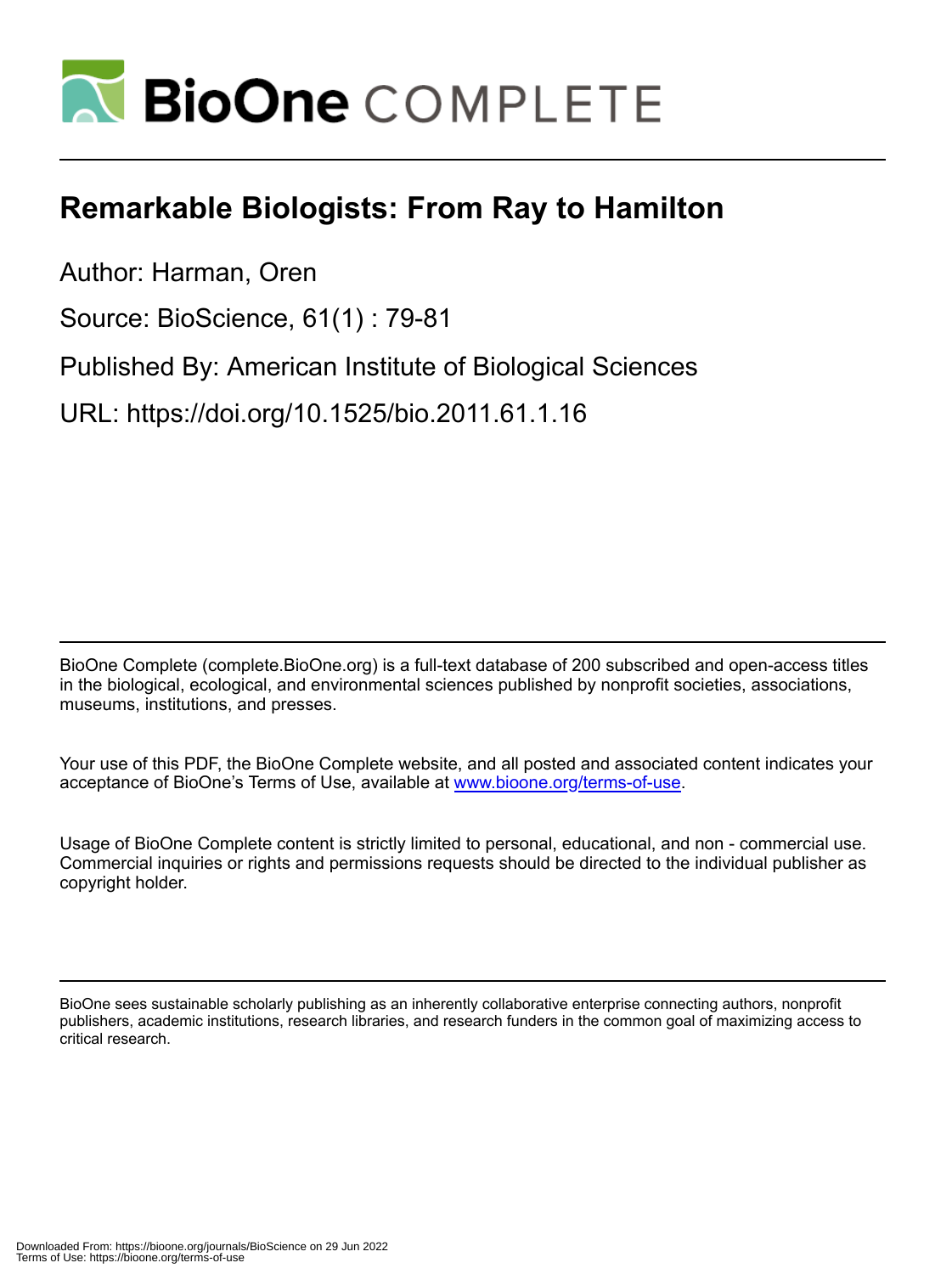# Remarkable Biologists: From Ray to Hamilton

Author: Harman, Oren

Source: BioScience, 61(1) : 79-81

Published By: American Institute of Biological Sciences

URL: https://doi.org/10.1525/bio.2011.61.1.16

BioOne Complete (complete.BioOne.org) is a full-text database of 200 subscribed and open-access titles in the biological, ecological, and environmental sciences published by nonprofit societies, associations, museums, institutions, and presses.

Your use of this PDF, the BioOne Complete website, and all posted and associated content indicates your acceptance of BioOne's Terms of Use, available at www.bioone.org/terms-of-use.

Usage of BioOne Complete content is strictly limited to personal, educational, and non - commercial use. Commercial inquiries or rights and permissions requests should be directed to the individual publisher as copyright holder.

BioOne sees sustainable scholarly publishing as an inherently collaborative enterprise connecting authors, nonprofit publishers, academic institutions, research libraries, and research funders in the common goal of maximizing access to critical research.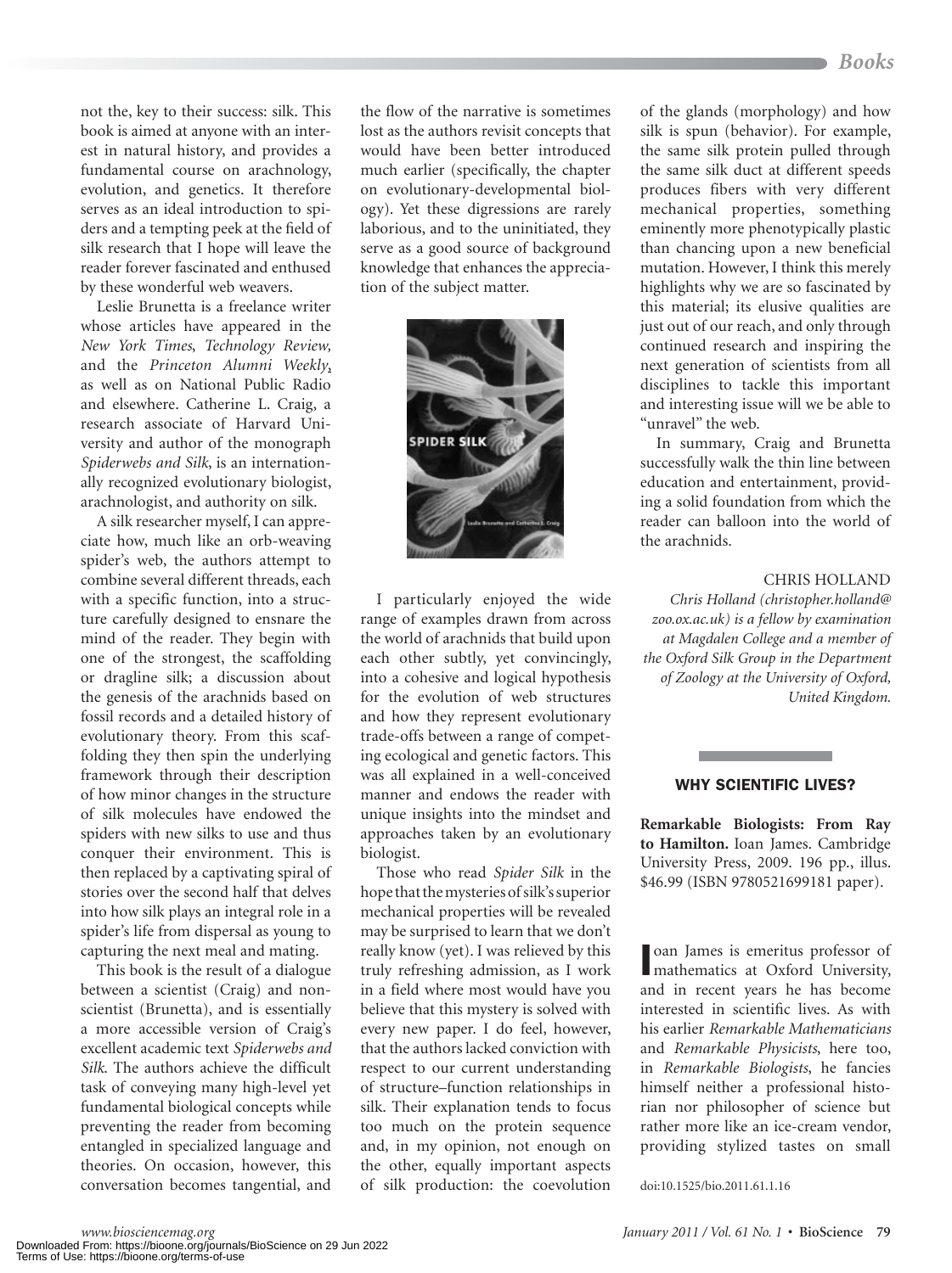not the, key to their success: silk. This book is aimed at anyone with an interest in natural history, and provides a fundamental course on arachnology, evolution, and genetics. It therefore serves as an ideal introduction to spiders and a tempting peek at the field of silk research that I hope will leave the reader forever fascinated and enthused by these wonderful web weavers.

Leslie Brunetta is a freelance writer whose articles have appeared in the *New York Times*, *Technology Review*, and the *Princeton Alumni Weekly*, as well as on National Public Radio and elsewhere. Catherine L. Craig, a research associate of Harvard University and author of the monograph *Spiderwebs and Silk*, is an internationally recognized evolutionary biologist, arachnologist, and authority on silk.

A silk researcher myself, I can appreciate how, much like an orb-weaving spider's web, the authors attempt to combine several different threads, each with a specific function, into a structure carefully designed to ensnare the mind of the reader. They begin with one of the strongest, the scaffolding or dragline silk; a discussion about the genesis of the arachnids based on fossil records and a detailed history of evolutionary theory. From this scaffolding they then spin the underlying framework through their description of how minor changes in the structure of silk molecules have endowed the spiders with new silks to use and thus conquer their environment. This is then replaced by a captivating spiral of stories over the second half that delves into how silk plays an integral role in a spider's life from dispersal as young to capturing the next meal and mating.

This book is the result of a dialogue between a scientist (Craig) and nonscientist (Brunetta), and is essentially a more accessible version of Craig's excellent academic text *Spiderwebs and Silk*. The authors achieve the difficult task of conveying many high-level yet fundamental biological concepts while preventing the reader from becoming entangled in specialized language and theories. On occasion, however, this conversation becomes tangential, and the flow of the narrative is sometimes lost as the authors revisit concepts that would have been better introduced much earlier (specifically, the chapter on evolutionary-developmental biology). Yet these digressions are rarely laborious, and to the uninitiated, they serve as a good source of background knowledge that enhances the appreciation of the subject matter.

I particularly enjoyed the wide range of examples drawn from across the world of arachnids that build upon each other subtly, yet convincingly, into a cohesive and logical hypothesis for the evolution of web structures and how they represent evolutionary trade-offs between a range of competing ecological and genetic factors. This was all explained in a well-conceived manner and endows the reader with unique insights into the mindset and approaches taken by an evolutionary biologist.

Those who read *Spider Silk* in the hope that the mysteries of silk's superior mechanical properties will be revealed may be surprised to learn that we don't really know (yet). I was relieved by this truly refreshing admission, as I work in a field where most would have you believe that this mystery is solved with every new paper. I do feel, however, that the authors lacked conviction with respect to our current understanding of structure–function relationships in silk. Their explanation tends to focus too much on the protein sequence and, in my opinion, not enough on the other, equally important aspects of silk production: the coevolution of the glands (morphology) and how silk is spun (behavior). For example, the same silk protein pulled through the same silk duct at different speeds produces fibers with very different mechanical properties, something eminently more phenotypically plastic than chancing upon a new beneficial mutation. However, I think this merely highlights why we are so fascinated by this material; its elusive qualities are just out of our reach, and only through continued research and inspiring the next generation of scientists from all disciplines to tackle this important and interesting issue will we be able to "unravel" the web.

In summary, Craig and Brunetta successfully walk the thin line between education and entertainment, providing a solid foundation from which the reader can balloon into the world of the arachnids.

CHRIS HOLLAND

*Chris Holland (christopher.holland@zoo.ox.ac.uk) is a fellow by examination at Magdalen College and a member of the Oxford Silk Group in the Department of Zoology at the University of Oxford, United Kingdom.*

## WHY SCIENTIFIC LIVES?

**Remarkable Biologists: From Ray to Hamilton.** Ioan James. Cambridge University Press, 2009. 196 pp., illus. $46.99 (ISBN 9780521699181 paper).

Ioan James is emeritus professor of mathematics at Oxford University, and in recent years he has become interested in scientific lives. As with his earlier *Remarkable Mathematicians* and *Remarkable Physicists*, here too, in *Remarkable Biologists*, he fancies himself neither a professional historian nor philosopher of science but rather more like an ice-cream vendor, providing stylized tastes on small

doi:10.1525/bio.2011.61.1.16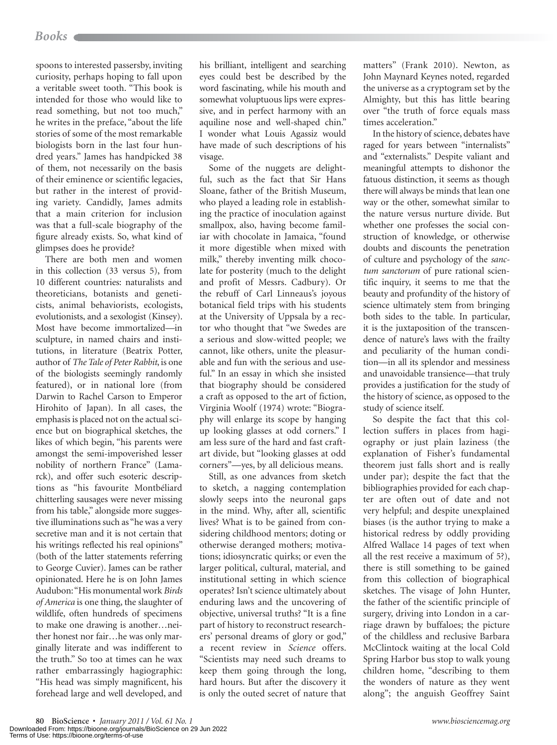spoons to interested passersby, inviting curiosity, perhaps hoping to fall upon a veritable sweet tooth. "This book is intended for those who would like to read something, but not too much," he writes in the preface, "about the life stories of some of the most remarkable biologists born in the last four hundred years." James has handpicked 38 of them, not necessarily on the basis of their eminence or scientific legacies, but rather in the interest of providing variety. Candidly, James admits that a main criterion for inclusion was that a full-scale biography of the figure already exists. So, what kind of glimpses does he provide?

There are both men and women in this collection (33 versus 5), from 10 different countries: naturalists and theoreticians, botanists and geneticists, animal behaviorists, ecologists, evolutionists, and a sexologist (Kinsey). Most have become immortalized—in sculpture, in named chairs and institutions, in literature (Beatrix Potter, author of *The Tale of Peter Rabbit*, is one of the biologists seemingly randomly featured), or in national lore (from Darwin to Rachel Carson to Emperor Hirohito of Japan). In all cases, the emphasis is placed not on the actual science but on biographical sketches, the likes of which begin, "his parents were amongst the semi-impoverished lesser nobility of northern France" (Lamarck), and offer such esoteric descriptions as "his favourite Montbéliard chitterling sausages were never missing from his table," alongside more suggestive illuminations such as "he was a very secretive man and it is not certain that his writings reflected his real opinions" (both of the latter statements referring to George Cuvier). James can be rather opinionated. Here he is on John James Audubon: "His monumental work *Birds of America* is one thing, the slaughter of wildlife, often hundreds of specimens to make one drawing is another…neither honest nor fair…he was only marginally literate and was indifferent to the truth." So too at times can he wax rather embarrassingly hagiographic: "His head was simply magnificent, his forehead large and well developed, and his brilliant, intelligent and searching eyes could best be described by the word fascinating, while his mouth and somewhat voluptuous lips were expressive, and in perfect harmony with an aquiline nose and well-shaped chin." I wonder what Louis Agassiz would have made of such descriptions of his visage.

Some of the nuggets are delightful, such as the fact that Sir Hans Sloane, father of the British Museum, who played a leading role in establishing the practice of inoculation against smallpox, also, having become familiar with chocolate in Jamaica, "found it more digestible when mixed with milk," thereby inventing milk chocolate for posterity (much to the delight and profit of Messrs. Cadbury). Or the rebuff of Carl Linneaus's joyous botanical field trips with his students at the University of Uppsala by a rector who thought that "we Swedes are a serious and slow-witted people; we cannot, like others, unite the pleasurable and fun with the serious and useful." In an essay in which she insisted that biography should be considered a craft as opposed to the art of fiction, Virginia Woolf (1974) wrote: "Biography will enlarge its scope by hanging up looking glasses at odd corners." I am less sure of the hard and fast craft-art divide, but "looking glasses at odd corners"—yes, by all delicious means.

Still, as one advances from sketch to sketch, a nagging contemplation slowly seeps into the neuronal gaps in the mind. Why, after all, scientific lives? What is to be gained from considering childhood mentors; doting or otherwise deranged mothers; motivations; idiosyncratic quirks; or even the larger political, cultural, material, and institutional setting in which science operates? Isn't science ultimately about enduring laws and the uncovering of objective, universal truths? "It is a fine part of history to reconstruct researchers' personal dreams of glory or god," a recent review in *Science* offers. "Scientists may need such dreams to keep them going through the long, hard hours. But after the discovery it is only the outed secret of nature that matters" (Frank 2010). Newton, as John Maynard Keynes noted, regarded the universe as a cryptogram set by the Almighty, but this has little bearing over "the truth of force equals mass times acceleration."

In the history of science, debates have raged for years between "internalists" and "externalists." Despite valiant and meaningful attempts to dishonor the fatuous distinction, it seems as though there will always be minds that lean one way or the other, somewhat similar to the nature versus nurture divide. But whether one professes the social construction of knowledge, or otherwise doubts and discounts the penetration of culture and psychology of the *sanctum sanctorum* of pure rational scientific inquiry, it seems to me that the beauty and profundity of the history of science ultimately stem from bringing both sides to the table. In particular, it is the juxtaposition of the transcendence of nature's laws with the frailty and peculiarity of the human condition—in all its splendor and messiness and unavoidable transience—that truly provides a justification for the study of the history of science, as opposed to the study of science itself.

So despite the fact that this collection suffers in places from hagiography or just plain laziness (the explanation of Fisher's fundamental theorem just falls short and is really under par); despite the fact that the bibliographies provided for each chapter are often out of date and not very helpful; and despite unexplained biases (is the author trying to make a historical redress by oddly providing Alfred Wallace 14 pages of text when all the rest receive a maximum of 5?), there is still something to be gained from this collection of biographical sketches. The visage of John Hunter, the father of the scientific principle of surgery, driving into London in a carriage drawn by buffaloes; the picture of the childless and reclusive Barbara McClintock waiting at the local Cold Spring Harbor bus stop to walk young children home, "describing to them the wonders of nature as they went along"; the anguish Geoffrey Saint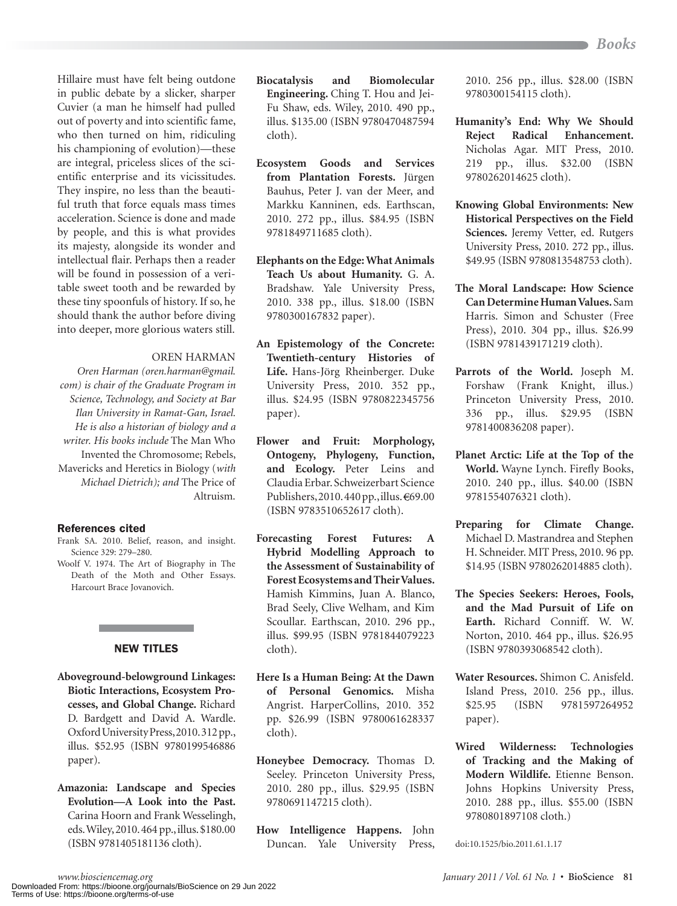Hillaire must have felt being outdone in public debate by a slicker, sharper Cuvier (a man he himself had pulled out of poverty and into scientific fame, who then turned on him, ridiculing his championing of evolution)—these are integral, priceless slices of the scientific enterprise and its vicissitudes. They inspire, no less than the beautiful truth that force equals mass times acceleration. Science is done and made by people, and this is what provides its majesty, alongside its wonder and intellectual flair. Perhaps then a reader will be found in possession of a veritable sweet tooth and be rewarded by these tiny spoonfuls of history. If so, he should thank the author before diving into deeper, more glorious waters still.

OREN HARMAN

*Oren Harman (oren.harman@gmail.com) is chair of the Graduate Program in Science, Technology, and Society at Bar Ilan University in Ramat-Gan, Israel. He is also a historian of biology and a writer. His books include* The Man Who Invented the Chromosome; Rebels, Mavericks and Heretics in Biology (*with Michael Dietrich); and* The Price of Altruism.

### References cited

Frank SA. 2010. Belief, reason, and insight. Science 329: 279–280.

Woolf V. 1974. The Art of Biography in The Death of the Moth and Other Essays. Harcourt Brace Jovanovich.

## NEW TITLES

**Aboveground-belowground Linkages: Biotic Interactions, Ecosystem Processes, and Global Change.** Richard D. Bardgett and David A. Wardle. Oxford University Press, 2010. 312 pp., illus. $52.95 (ISBN 9780199546886 paper).

**Amazonia: Landscape and Species Evolution—A Look into the Past.** Carina Hoorn and Frank Wesselingh, eds. Wiley, 2010. 464 pp., illus. $180.00 (ISBN 9781405181136 cloth).

**Biocatalysis and Biomolecular Engineering.** Ching T. Hou and Jei-Fu Shaw, eds. Wiley, 2010. 490 pp., illus. $135.00 (ISBN 9780470487594 cloth).

**Ecosystem Goods and Services from Plantation Forests.** Jürgen Bauhus, Peter J. van der Meer, and Markku Kanninen, eds. Earthscan, 2010. 272 pp., illus. $84.95 (ISBN 9781849711685 cloth).

**Elephants on the Edge: What Animals Teach Us about Humanity.** G. A. Bradshaw. Yale University Press, 2010. 338 pp., illus. $18.00 (ISBN 9780300167832 paper).

**An Epistemology of the Concrete: Twentieth-century Histories of Life.** Hans-Jörg Rheinberger. Duke University Press, 2010. 352 pp., illus. $24.95 (ISBN 9780822345756 paper).

**Flower and Fruit: Morphology, Ontogeny, Phylogeny, Function, and Ecology.** Peter Leins and Claudia Erbar. Schweizerbart Science Publishers, 2010. 440 pp., illus. €69.00 (ISBN 9783510652617 cloth).

**Forecasting Forest Futures: A Hybrid Modelling Approach to the Assessment of Sustainability of Forest Ecosystems and Their Values.** Hamish Kimmins, Juan A. Blanco, Brad Seely, Clive Welham, and Kim Scoullar. Earthscan, 2010. 296 pp., illus. $99.95 (ISBN 9781844079223 cloth).

**Here Is a Human Being: At the Dawn of Personal Genomics.** Misha Angrist. HarperCollins, 2010. 352 pp. $26.99 (ISBN 9780061628337 cloth).

**Honeybee Democracy.** Thomas D. Seeley. Princeton University Press, 2010. 280 pp., illus. $29.95 (ISBN 9780691147215 cloth).

**How Intelligence Happens.** John Duncan. Yale University Press, 2010. 256 pp., illus. $28.00 (ISBN 9780300154115 cloth).

**Humanity's End: Why We Should Reject Radical Enhancement.** Nicholas Agar. MIT Press, 2010. 219 pp., illus. $32.00 (ISBN 9780262014625 cloth).

**Knowing Global Environments: New Historical Perspectives on the Field Sciences.** Jeremy Vetter, ed. Rutgers University Press, 2010. 272 pp., illus. $49.95 (ISBN 9780813548753 cloth).

**The Moral Landscape: How Science Can Determine Human Values.** Sam Harris. Simon and Schuster (Free Press), 2010. 304 pp., illus. $26.99 (ISBN 9781439171219 cloth).

**Parrots of the World.** Joseph M. Forshaw (Frank Knight, illus.) Princeton University Press, 2010. 336 pp., illus. $29.95 (ISBN 9781400836208 paper).

**Planet Arctic: Life at the Top of the World.** Wayne Lynch. Firefly Books, 2010. 240 pp., illus. $40.00 (ISBN 9781554076321 cloth).

**Preparing for Climate Change.** Michael D. Mastrandrea and Stephen H. Schneider. MIT Press, 2010. 96 pp. $14.95 (ISBN 9780262014885 cloth).

**The Species Seekers: Heroes, Fools, and the Mad Pursuit of Life on Earth.** Richard Conniff. W. W. Norton, 2010. 464 pp., illus. $26.95 (ISBN 9780393068542 cloth).

**Water Resources.** Shimon C. Anisfeld. Island Press, 2010. 256 pp., illus. $25.95 (ISBN 9781597264952 paper).

**Wired Wilderness: Technologies of Tracking and the Making of Modern Wildlife.** Etienne Benson. Johns Hopkins University Press, 2010. 288 pp., illus. $55.00 (ISBN 9780801897108 cloth.)

doi:10.1525/bio.2011.61.1.17